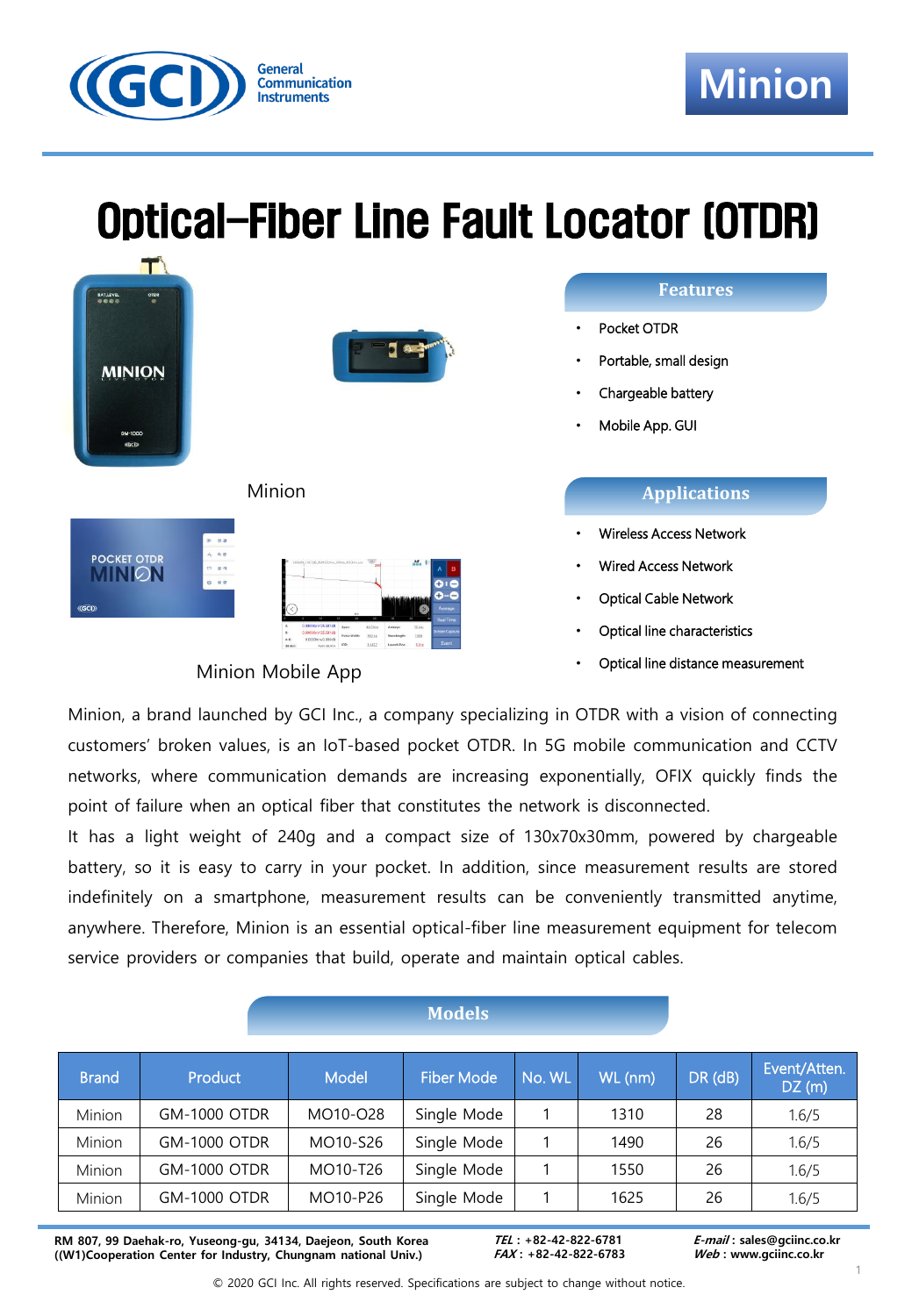General Communication Instruments

# Minion

# Optical-Fiber Line Fault Locator (OTDR)

Minion

Minion Mobile App

## Features

- Pocket OTDR
- Portable, small design
- Chargeable battery
- Mobile App. GUI

## Applications

- Wireless Access Network
- Wired Access Network
- Optical Cable Network
- Optical line characteristics
- Optical line distance measurement

Minion, a brand launched by GCI Inc., a company specializing in OTDR with a vision of connecting customers' broken values, is an IoT-based pocket OTDR. In 5G mobile communication and CCTV networks, where communication demands are increasing exponentially, OFIX quickly finds the point of failure when an optical fiber that constitutes the network is disconnected.

It has a light weight of 240g and a compact size of 130x70x30mm, powered by chargeable battery, so it is easy to carry in your pocket. In addition, since measurement results are stored indefinitely on a smartphone, measurement results can be conveniently transmitted anytime, anywhere. Therefore, Minion is an essential optical-fiber line measurement equipment for telecom service providers or companies that build, operate and maintain optical cables.

## Models

| Brand | Product | Model | Fiber Mode | No. WL | WL (nm) | DR (dB) | Event/Atten. DZ (m) |
|---|---|---|---|---|---|---|---|
| Minion | GM-1000 OTDR | MO10-O28 | Single Mode | 1 | 1310 | 28 | 1.6/5 |
| Minion | GM-1000 OTDR | MO10-S26 | Single Mode | 1 | 1490 | 26 | 1.6/5 |
| Minion | GM-1000 OTDR | MO10-T26 | Single Mode | 1 | 1550 | 26 | 1.6/5 |
| Minion | GM-1000 OTDR | MO10-P26 | Single Mode | 1 | 1625 | 26 | 1.6/5 |

**RM 807, 99 Daehak-ro, Yuseong-gu, 34134, Daejeon, South Korea**
**((W1)Cooperation Center for Industry, Chungnam national Univ.)**

***TEL*** **: +82-42-822-6781**
***FAX*** **: +82-42-822-6783**

***E-mail*** **: sales@gciinc.co.kr**
***Web*** **: www.gciinc.co.kr**

© 2020 GCI Inc. All rights reserved. Specifications are subject to change without notice.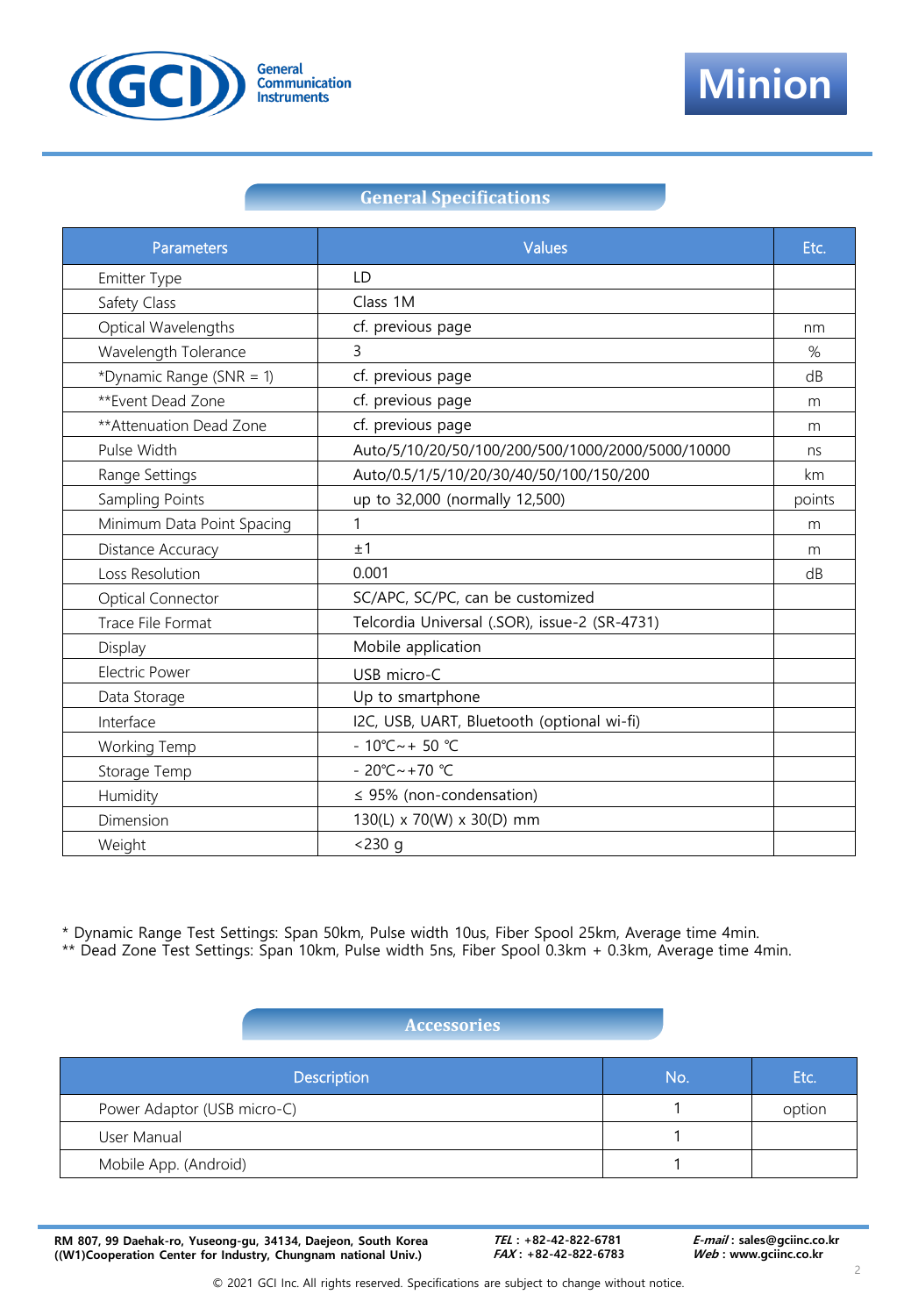## General Specifications

| Parameters | Values | Etc. |
|---|---|---|
| Emitter Type | LD | |
| Safety Class | Class 1M | |
| Optical Wavelengths | cf. previous page | nm |
| Wavelength Tolerance | 3 | % |
| *Dynamic Range (SNR = 1) | cf. previous page | dB |
| **Event Dead Zone | cf. previous page | m |
| **Attenuation Dead Zone | cf. previous page | m |
| Pulse Width | Auto/5/10/20/50/100/200/500/1000/2000/5000/10000 | ns |
| Range Settings | Auto/0.5/1/5/10/20/30/40/50/100/150/200 | km |
| Sampling Points | up to 32,000 (normally 12,500) | points |
| Minimum Data Point Spacing | 1 | m |
| Distance Accuracy | ±1 | m |
| Loss Resolution | 0.001 | dB |
| Optical Connector | SC/APC, SC/PC, can be customized | |
| Trace File Format | Telcordia Universal (.SOR), issue-2 (SR-4731) | |
| Display | Mobile application | |
| Electric Power | USB micro-C | |
| Data Storage | Up to smartphone | |
| Interface | I2C, USB, UART, Bluetooth (optional wi-fi) | |
| Working Temp | - 10℃~+ 50 ℃ | |
| Storage Temp | - 20℃~+70 ℃ | |
| Humidity | ≤ 95% (non-condensation) | |
| Dimension | 130(L) x 70(W) x 30(D) mm | |
| Weight | <230 g | |

\* Dynamic Range Test Settings: Span 50km, Pulse width 10us, Fiber Spool 25km, Average time 4min.
** Dead Zone Test Settings: Span 10km, Pulse width 5ns, Fiber Spool 0.3km + 0.3km, Average time 4min.

## Accessories

| Description | No. | Etc. |
|---|---|---|
| Power Adaptor (USB micro-C) | 1 | option |
| User Manual | 1 | |
| Mobile App. (Android) | 1 | |

RM 807, 99 Daehak-ro, Yuseong-gu, 34134, Daejeon, South Korea
((W1)Cooperation Center for Industry, Chungnam national Univ.)

*TEL* : +82-42-822-6781
*FAX* : +82-42-822-6783

*E-mail* : sales@gciinc.co.kr
*Web* : www.gciinc.co.kr

© 2021 GCI Inc. All rights reserved. Specifications are subject to change without notice.